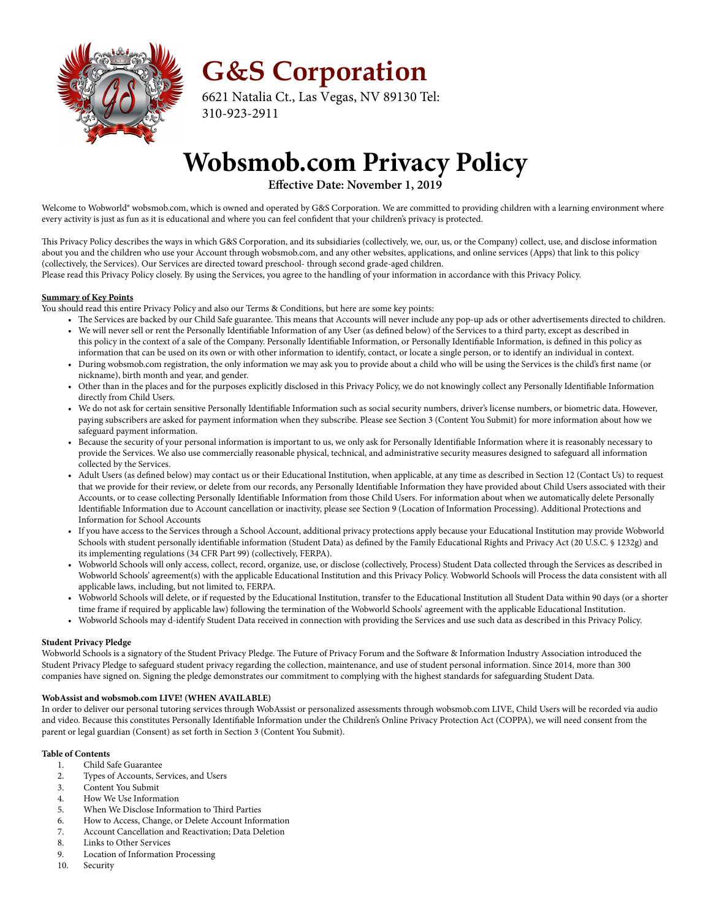# G&S Corporation

6621 Natalia Ct., Las Vegas, NV 89130 Tel: 310-923-2911

# Wobsmob.com Privacy Policy

**Effective Date: November 1, 2019**

Welcome to Wobworld® wobsmob.com, which is owned and operated by G&S Corporation. We are committed to providing children with a learning environment where every activity is just as fun as it is educational and where you can feel confident that your children's privacy is protected.

This Privacy Policy describes the ways in which G&S Corporation, and its subsidiaries (collectively, we, our, us, or the Company) collect, use, and disclose information about you and the children who use your Account through wobsmob.com, and any other websites, applications, and online services (Apps) that link to this policy (collectively, the Services). Our Services are directed toward preschool- through second grade-aged children.
Please read this Privacy Policy closely. By using the Services, you agree to the handling of your information in accordance with this Privacy Policy.

**Summary of Key Points**

You should read this entire Privacy Policy and also our Terms & Conditions, but here are some key points:

- The Services are backed by our Child Safe guarantee. This means that Accounts will never include any pop-up ads or other advertisements directed to children.
- We will never sell or rent the Personally Identifiable Information of any User (as defined below) of the Services to a third party, except as described in this policy in the context of a sale of the Company. Personally Identifiable Information, or Personally Identifiable Information, is defined in this policy as information that can be used on its own or with other information to identify, contact, or locate a single person, or to identify an individual in context.
- During wobsmob.com registration, the only information we may ask you to provide about a child who will be using the Services is the child's first name (or nickname), birth month and year, and gender.
- Other than in the places and for the purposes explicitly disclosed in this Privacy Policy, we do not knowingly collect any Personally Identifiable Information directly from Child Users.
- We do not ask for certain sensitive Personally Identifiable Information such as social security numbers, driver's license numbers, or biometric data. However, paying subscribers are asked for payment information when they subscribe. Please see Section 3 (Content You Submit) for more information about how we safeguard payment information.
- Because the security of your personal information is important to us, we only ask for Personally Identifiable Information where it is reasonably necessary to provide the Services. We also use commercially reasonable physical, technical, and administrative security measures designed to safeguard all information collected by the Services.
- Adult Users (as defined below) may contact us or their Educational Institution, when applicable, at any time as described in Section 12 (Contact Us) to request that we provide for their review, or delete from our records, any Personally Identifiable Information they have provided about Child Users associated with their Accounts, or to cease collecting Personally Identifiable Information from those Child Users. For information about when we automatically delete Personally Identifiable Information due to Account cancellation or inactivity, please see Section 9 (Location of Information Processing). Additional Protections and Information for School Accounts
- If you have access to the Services through a School Account, additional privacy protections apply because your Educational Institution may provide Wobworld Schools with student personally identifiable information (Student Data) as defined by the Family Educational Rights and Privacy Act (20 U.S.C. § 1232g) and its implementing regulations (34 CFR Part 99) (collectively, FERPA).
- Wobworld Schools will only access, collect, record, organize, use, or disclose (collectively, Process) Student Data collected through the Services as described in Wobworld Schools' agreement(s) with the applicable Educational Institution and this Privacy Policy. Wobworld Schools will Process the data consistent with all applicable laws, including, but not limited to, FERPA.
- Wobworld Schools will delete, or if requested by the Educational Institution, transfer to the Educational Institution all Student Data within 90 days (or a shorter time frame if required by applicable law) following the termination of the Wobworld Schools' agreement with the applicable Educational Institution.
- Wobworld Schools may d-identify Student Data received in connection with providing the Services and use such data as described in this Privacy Policy.

**Student Privacy Pledge**

Wobworld Schools is a signatory of the Student Privacy Pledge. The Future of Privacy Forum and the Software & Information Industry Association introduced the Student Privacy Pledge to safeguard student privacy regarding the collection, maintenance, and use of student personal information. Since 2014, more than 300 companies have signed on. Signing the pledge demonstrates our commitment to complying with the highest standards for safeguarding Student Data.

**WobAssist and wobsmob.com LIVE! (WHEN AVAILABLE)**

In order to deliver our personal tutoring services through WobAssist or personalized assessments through wobsmob.com LIVE, Child Users will be recorded via audio and video. Because this constitutes Personally Identifiable Information under the Children's Online Privacy Protection Act (COPPA), we will need consent from the parent or legal guardian (Consent) as set forth in Section 3 (Content You Submit).

**Table of Contents**

1. Child Safe Guarantee
2. Types of Accounts, Services, and Users
3. Content You Submit
4. How We Use Information
5. When We Disclose Information to Third Parties
6. How to Access, Change, or Delete Account Information
7. Account Cancellation and Reactivation; Data Deletion
8. Links to Other Services
9. Location of Information Processing
10. Security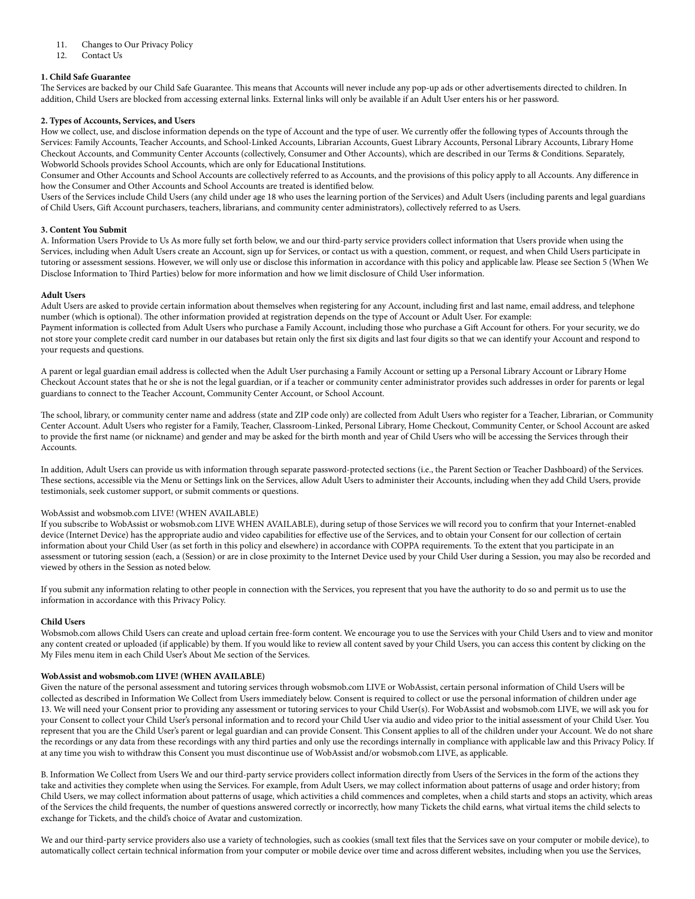11. Changes to Our Privacy Policy
12. Contact Us

**1. Child Safe Guarantee**

The Services are backed by our Child Safe Guarantee. This means that Accounts will never include any pop-up ads or other advertisements directed to children. In addition, Child Users are blocked from accessing external links. External links will only be available if an Adult User enters his or her password.

**2. Types of Accounts, Services, and Users**

How we collect, use, and disclose information depends on the type of Account and the type of user. We currently offer the following types of Accounts through the Services: Family Accounts, Teacher Accounts, and School-Linked Accounts, Librarian Accounts, Guest Library Accounts, Personal Library Accounts, Library Home Checkout Accounts, and Community Center Accounts (collectively, Consumer and Other Accounts), which are described in our Terms & Conditions. Separately, Wobworld Schools provides School Accounts, which are only for Educational Institutions.

Consumer and Other Accounts and School Accounts are collectively referred to as Accounts, and the provisions of this policy apply to all Accounts. Any difference in how the Consumer and Other Accounts and School Accounts are treated is identified below.

Users of the Services include Child Users (any child under age 18 who uses the learning portion of the Services) and Adult Users (including parents and legal guardians of Child Users, Gift Account purchasers, teachers, librarians, and community center administrators), collectively referred to as Users.

**3. Content You Submit**

A. Information Users Provide to Us As more fully set forth below, we and our third-party service providers collect information that Users provide when using the Services, including when Adult Users create an Account, sign up for Services, or contact us with a question, comment, or request, and when Child Users participate in tutoring or assessment sessions. However, we will only use or disclose this information in accordance with this policy and applicable law. Please see Section 5 (When We Disclose Information to Third Parties) below for more information and how we limit disclosure of Child User information.

**Adult Users**

Adult Users are asked to provide certain information about themselves when registering for any Account, including first and last name, email address, and telephone number (which is optional). The other information provided at registration depends on the type of Account or Adult User. For example:

Payment information is collected from Adult Users who purchase a Family Account, including those who purchase a Gift Account for others. For your security, we do not store your complete credit card number in our databases but retain only the first six digits and last four digits so that we can identify your Account and respond to your requests and questions.

A parent or legal guardian email address is collected when the Adult User purchasing a Family Account or setting up a Personal Library Account or Library Home Checkout Account states that he or she is not the legal guardian, or if a teacher or community center administrator provides such addresses in order for parents or legal guardians to connect to the Teacher Account, Community Center Account, or School Account.

The school, library, or community center name and address (state and ZIP code only) are collected from Adult Users who register for a Teacher, Librarian, or Community Center Account. Adult Users who register for a Family, Teacher, Classroom-Linked, Personal Library, Home Checkout, Community Center, or School Account are asked to provide the first name (or nickname) and gender and may be asked for the birth month and year of Child Users who will be accessing the Services through their Accounts.

In addition, Adult Users can provide us with information through separate password-protected sections (i.e., the Parent Section or Teacher Dashboard) of the Services. These sections, accessible via the Menu or Settings link on the Services, allow Adult Users to administer their Accounts, including when they add Child Users, provide testimonials, seek customer support, or submit comments or questions.

WobAssist and wobsmob.com LIVE! (WHEN AVAILABLE)

If you subscribe to WobAssist or wobsmob.com LIVE WHEN AVAILABLE), during setup of those Services we will record you to confirm that your Internet-enabled device (Internet Device) has the appropriate audio and video capabilities for effective use of the Services, and to obtain your Consent for our collection of certain information about your Child User (as set forth in this policy and elsewhere) in accordance with COPPA requirements. To the extent that you participate in an assessment or tutoring session (each, a (Session) or are in close proximity to the Internet Device used by your Child User during a Session, you may also be recorded and viewed by others in the Session as noted below.

If you submit any information relating to other people in connection with the Services, you represent that you have the authority to do so and permit us to use the information in accordance with this Privacy Policy.

**Child Users**

Wobsmob.com allows Child Users can create and upload certain free-form content. We encourage you to use the Services with your Child Users and to view and monitor any content created or uploaded (if applicable) by them. If you would like to review all content saved by your Child Users, you can access this content by clicking on the My Files menu item in each Child User's About Me section of the Services.

**WobAssist and wobsmob.com LIVE! (WHEN AVAILABLE)**

Given the nature of the personal assessment and tutoring services through wobsmob.com LIVE or WobAssist, certain personal information of Child Users will be collected as described in Information We Collect from Users immediately below. Consent is required to collect or use the personal information of children under age 13. We will need your Consent prior to providing any assessment or tutoring services to your Child User(s). For WobAssist and wobsmob.com LIVE, we will ask you for your Consent to collect your Child User's personal information and to record your Child User via audio and video prior to the initial assessment of your Child User. You represent that you are the Child User's parent or legal guardian and can provide Consent. This Consent applies to all of the children under your Account. We do not share the recordings or any data from these recordings with any third parties and only use the recordings internally in compliance with applicable law and this Privacy Policy. If at any time you wish to withdraw this Consent you must discontinue use of WobAssist and/or wobsmob.com LIVE, as applicable.

B. Information We Collect from Users We and our third-party service providers collect information directly from Users of the Services in the form of the actions they take and activities they complete when using the Services. For example, from Adult Users, we may collect information about patterns of usage and order history; from Child Users, we may collect information about patterns of usage, which activities a child commences and completes, when a child starts and stops an activity, which areas of the Services the child frequents, the number of questions answered correctly or incorrectly, how many Tickets the child earns, what virtual items the child selects to exchange for Tickets, and the child's choice of Avatar and customization.

We and our third-party service providers also use a variety of technologies, such as cookies (small text files that the Services save on your computer or mobile device), to automatically collect certain technical information from your computer or mobile device over time and across different websites, including when you use the Services,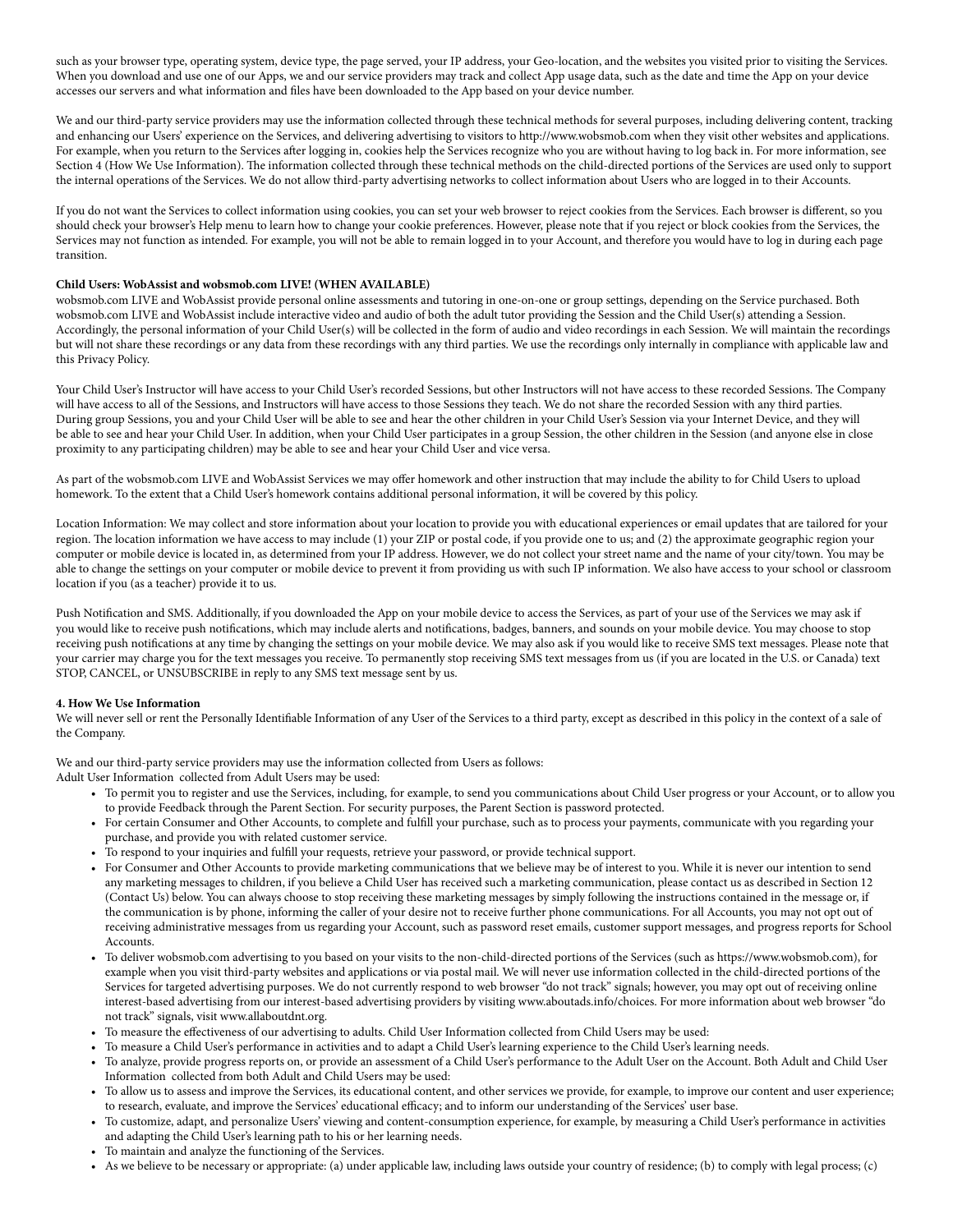such as your browser type, operating system, device type, the page served, your IP address, your Geo-location, and the websites you visited prior to visiting the Services. When you download and use one of our Apps, we and our service providers may track and collect App usage data, such as the date and time the App on your device accesses our servers and what information and files have been downloaded to the App based on your device number.

We and our third-party service providers may use the information collected through these technical methods for several purposes, including delivering content, tracking and enhancing our Users' experience on the Services, and delivering advertising to visitors to http://www.wobsmob.com when they visit other websites and applications. For example, when you return to the Services after logging in, cookies help the Services recognize who you are without having to log back in. For more information, see Section 4 (How We Use Information). The information collected through these technical methods on the child-directed portions of the Services are used only to support the internal operations of the Services. We do not allow third-party advertising networks to collect information about Users who are logged in to their Accounts.

If you do not want the Services to collect information using cookies, you can set your web browser to reject cookies from the Services. Each browser is different, so you should check your browser's Help menu to learn how to change your cookie preferences. However, please note that if you reject or block cookies from the Services, the Services may not function as intended. For example, you will not be able to remain logged in to your Account, and therefore you would have to log in during each page transition.

**Child Users: WobAssist and wobsmob.com LIVE! (WHEN AVAILABLE)**
wobsmob.com LIVE and WobAssist provide personal online assessments and tutoring in one-on-one or group settings, depending on the Service purchased. Both wobsmob.com LIVE and WobAssist include interactive video and audio of both the adult tutor providing the Session and the Child User(s) attending a Session. Accordingly, the personal information of your Child User(s) will be collected in the form of audio and video recordings in each Session. We will maintain the recordings but will not share these recordings or any data from these recordings with any third parties. We use the recordings only internally in compliance with applicable law and this Privacy Policy.

Your Child User's Instructor will have access to your Child User's recorded Sessions, but other Instructors will not have access to these recorded Sessions. The Company will have access to all of the Sessions, and Instructors will have access to those Sessions they teach. We do not share the recorded Session with any third parties. During group Sessions, you and your Child User will be able to see and hear the other children in your Child User's Session via your Internet Device, and they will be able to see and hear your Child User. In addition, when your Child User participates in a group Session, the other children in the Session (and anyone else in close proximity to any participating children) may be able to see and hear your Child User and vice versa.

As part of the wobsmob.com LIVE and WobAssist Services we may offer homework and other instruction that may include the ability to for Child Users to upload homework. To the extent that a Child User's homework contains additional personal information, it will be covered by this policy.

Location Information: We may collect and store information about your location to provide you with educational experiences or email updates that are tailored for your region. The location information we have access to may include (1) your ZIP or postal code, if you provide one to us; and (2) the approximate geographic region your computer or mobile device is located in, as determined from your IP address. However, we do not collect your street name and the name of your city/town. You may be able to change the settings on your computer or mobile device to prevent it from providing us with such IP information. We also have access to your school or classroom location if you (as a teacher) provide it to us.

Push Notification and SMS. Additionally, if you downloaded the App on your mobile device to access the Services, as part of your use of the Services we may ask if you would like to receive push notifications, which may include alerts and notifications, badges, banners, and sounds on your mobile device. You may choose to stop receiving push notifications at any time by changing the settings on your mobile device. We may also ask if you would like to receive SMS text messages. Please note that your carrier may charge you for the text messages you receive. To permanently stop receiving SMS text messages from us (if you are located in the U.S. or Canada) text STOP, CANCEL, or UNSUBSCRIBE in reply to any SMS text message sent by us.

**4. How We Use Information**
We will never sell or rent the Personally Identifiable Information of any User of the Services to a third party, except as described in this policy in the context of a sale of the Company.

We and our third-party service providers may use the information collected from Users as follows:
Adult User Information collected from Adult Users may be used:

- To permit you to register and use the Services, including, for example, to send you communications about Child User progress or your Account, or to allow you to provide Feedback through the Parent Section. For security purposes, the Parent Section is password protected.
- For certain Consumer and Other Accounts, to complete and fulfill your purchase, such as to process your payments, communicate with you regarding your purchase, and provide you with related customer service.
- To respond to your inquiries and fulfill your requests, retrieve your password, or provide technical support.
- For Consumer and Other Accounts to provide marketing communications that we believe may be of interest to you. While it is never our intention to send any marketing messages to children, if you believe a Child User has received such a marketing communication, please contact us as described in Section 12 (Contact Us) below. You can always choose to stop receiving these marketing messages by simply following the instructions contained in the message or, if the communication is by phone, informing the caller of your desire not to receive further phone communications. For all Accounts, you may not opt out of receiving administrative messages from us regarding your Account, such as password reset emails, customer support messages, and progress reports for School Accounts.
- To deliver wobsmob.com advertising to you based on your visits to the non-child-directed portions of the Services (such as https://www.wobsmob.com), for example when you visit third-party websites and applications or via postal mail. We will never use information collected in the child-directed portions of the Services for targeted advertising purposes. We do not currently respond to web browser "do not track" signals; however, you may opt out of receiving online interest-based advertising from our interest-based advertising providers by visiting www.aboutads.info/choices. For more information about web browser "do not track" signals, visit www.allaboutdnt.org.
- To measure the effectiveness of our advertising to adults. Child User Information collected from Child Users may be used:
- To measure a Child User's performance in activities and to adapt a Child User's learning experience to the Child User's learning needs.
- To analyze, provide progress reports on, or provide an assessment of a Child User's performance to the Adult User on the Account. Both Adult and Child User Information collected from both Adult and Child Users may be used:
- To allow us to assess and improve the Services, its educational content, and other services we provide, for example, to improve our content and user experience; to research, evaluate, and improve the Services' educational efficacy; and to inform our understanding of the Services' user base.
- To customize, adapt, and personalize Users' viewing and content-consumption experience, for example, by measuring a Child User's performance in activities and adapting the Child User's learning path to his or her learning needs.
- To maintain and analyze the functioning of the Services.
- As we believe to be necessary or appropriate: (a) under applicable law, including laws outside your country of residence; (b) to comply with legal process; (c)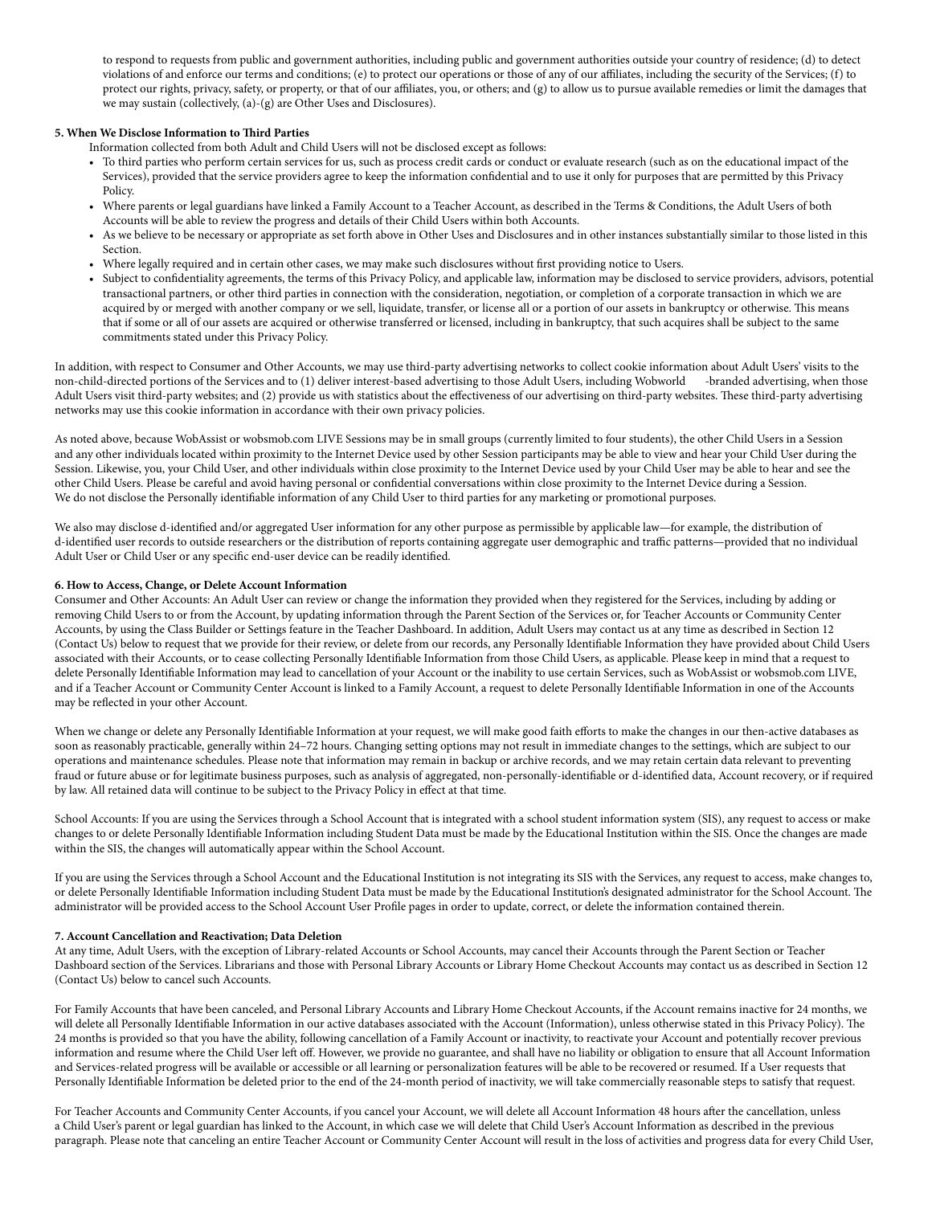to respond to requests from public and government authorities, including public and government authorities outside your country of residence; (d) to detect violations of and enforce our terms and conditions; (e) to protect our operations or those of any of our affiliates, including the security of the Services; (f) to protect our rights, privacy, safety, or property, or that of our affiliates, you, or others; and (g) to allow us to pursue available remedies or limit the damages that we may sustain (collectively, (a)-(g) are Other Uses and Disclosures).

**5. When We Disclose Information to Third Parties**

Information collected from both Adult and Child Users will not be disclosed except as follows:

- To third parties who perform certain services for us, such as process credit cards or conduct or evaluate research (such as on the educational impact of the Services), provided that the service providers agree to keep the information confidential and to use it only for purposes that are permitted by this Privacy Policy.
- Where parents or legal guardians have linked a Family Account to a Teacher Account, as described in the Terms & Conditions, the Adult Users of both Accounts will be able to review the progress and details of their Child Users within both Accounts.
- As we believe to be necessary or appropriate as set forth above in Other Uses and Disclosures and in other instances substantially similar to those listed in this Section.
- Where legally required and in certain other cases, we may make such disclosures without first providing notice to Users.
- Subject to confidentiality agreements, the terms of this Privacy Policy, and applicable law, information may be disclosed to service providers, advisors, potential transactional partners, or other third parties in connection with the consideration, negotiation, or completion of a corporate transaction in which we are acquired by or merged with another company or we sell, liquidate, transfer, or license all or a portion of our assets in bankruptcy or otherwise. This means that if some or all of our assets are acquired or otherwise transferred or licensed, including in bankruptcy, that such acquires shall be subject to the same commitments stated under this Privacy Policy.

In addition, with respect to Consumer and Other Accounts, we may use third-party advertising networks to collect cookie information about Adult Users' visits to the non-child-directed portions of the Services and to (1) deliver interest-based advertising to those Adult Users, including Wobworld -branded advertising, when those Adult Users visit third-party websites; and (2) provide us with statistics about the effectiveness of our advertising on third-party websites. These third-party advertising networks may use this cookie information in accordance with their own privacy policies.

As noted above, because WobAssist or wobsmob.com LIVE Sessions may be in small groups (currently limited to four students), the other Child Users in a Session and any other individuals located within proximity to the Internet Device used by other Session participants may be able to view and hear your Child User during the Session. Likewise, you, your Child User, and other individuals within close proximity to the Internet Device used by your Child User may be able to hear and see the other Child Users. Please be careful and avoid having personal or confidential conversations within close proximity to the Internet Device during a Session.
We do not disclose the Personally identifiable information of any Child User to third parties for any marketing or promotional purposes.

We also may disclose d-identified and/or aggregated User information for any other purpose as permissible by applicable law—for example, the distribution of d-identified user records to outside researchers or the distribution of reports containing aggregate user demographic and traffic patterns—provided that no individual Adult User or Child User or any specific end-user device can be readily identified.

**6. How to Access, Change, or Delete Account Information**

Consumer and Other Accounts: An Adult User can review or change the information they provided when they registered for the Services, including by adding or removing Child Users to or from the Account, by updating information through the Parent Section of the Services or, for Teacher Accounts or Community Center Accounts, by using the Class Builder or Settings feature in the Teacher Dashboard. In addition, Adult Users may contact us at any time as described in Section 12 (Contact Us) below to request that we provide for their review, or delete from our records, any Personally Identifiable Information they have provided about Child Users associated with their Accounts, or to cease collecting Personally Identifiable Information from those Child Users, as applicable. Please keep in mind that a request to delete Personally Identifiable Information may lead to cancellation of your Account or the inability to use certain Services, such as WobAssist or wobsmob.com LIVE, and if a Teacher Account or Community Center Account is linked to a Family Account, a request to delete Personally Identifiable Information in one of the Accounts may be reflected in your other Account.

When we change or delete any Personally Identifiable Information at your request, we will make good faith efforts to make the changes in our then-active databases as soon as reasonably practicable, generally within 24–72 hours. Changing setting options may not result in immediate changes to the settings, which are subject to our operations and maintenance schedules. Please note that information may remain in backup or archive records, and we may retain certain data relevant to preventing fraud or future abuse or for legitimate business purposes, such as analysis of aggregated, non-personally-identifiable or d-identified data, Account recovery, or if required by law. All retained data will continue to be subject to the Privacy Policy in effect at that time.

School Accounts: If you are using the Services through a School Account that is integrated with a school student information system (SIS), any request to access or make changes to or delete Personally Identifiable Information including Student Data must be made by the Educational Institution within the SIS. Once the changes are made within the SIS, the changes will automatically appear within the School Account.

If you are using the Services through a School Account and the Educational Institution is not integrating its SIS with the Services, any request to access, make changes to, or delete Personally Identifiable Information including Student Data must be made by the Educational Institution's designated administrator for the School Account. The administrator will be provided access to the School Account User Profile pages in order to update, correct, or delete the information contained therein.

**7. Account Cancellation and Reactivation; Data Deletion**

At any time, Adult Users, with the exception of Library-related Accounts or School Accounts, may cancel their Accounts through the Parent Section or Teacher Dashboard section of the Services. Librarians and those with Personal Library Accounts or Library Home Checkout Accounts may contact us as described in Section 12 (Contact Us) below to cancel such Accounts.

For Family Accounts that have been canceled, and Personal Library Accounts and Library Home Checkout Accounts, if the Account remains inactive for 24 months, we will delete all Personally Identifiable Information in our active databases associated with the Account (Information), unless otherwise stated in this Privacy Policy). The 24 months is provided so that you have the ability, following cancellation of a Family Account or inactivity, to reactivate your Account and potentially recover previous information and resume where the Child User left off. However, we provide no guarantee, and shall have no liability or obligation to ensure that all Account Information and Services-related progress will be available or accessible or all learning or personalization features will be able to be recovered or resumed. If a User requests that Personally Identifiable Information be deleted prior to the end of the 24-month period of inactivity, we will take commercially reasonable steps to satisfy that request.

For Teacher Accounts and Community Center Accounts, if you cancel your Account, we will delete all Account Information 48 hours after the cancellation, unless a Child User's parent or legal guardian has linked to the Account, in which case we will delete that Child User's Account Information as described in the previous paragraph. Please note that canceling an entire Teacher Account or Community Center Account will result in the loss of activities and progress data for every Child User,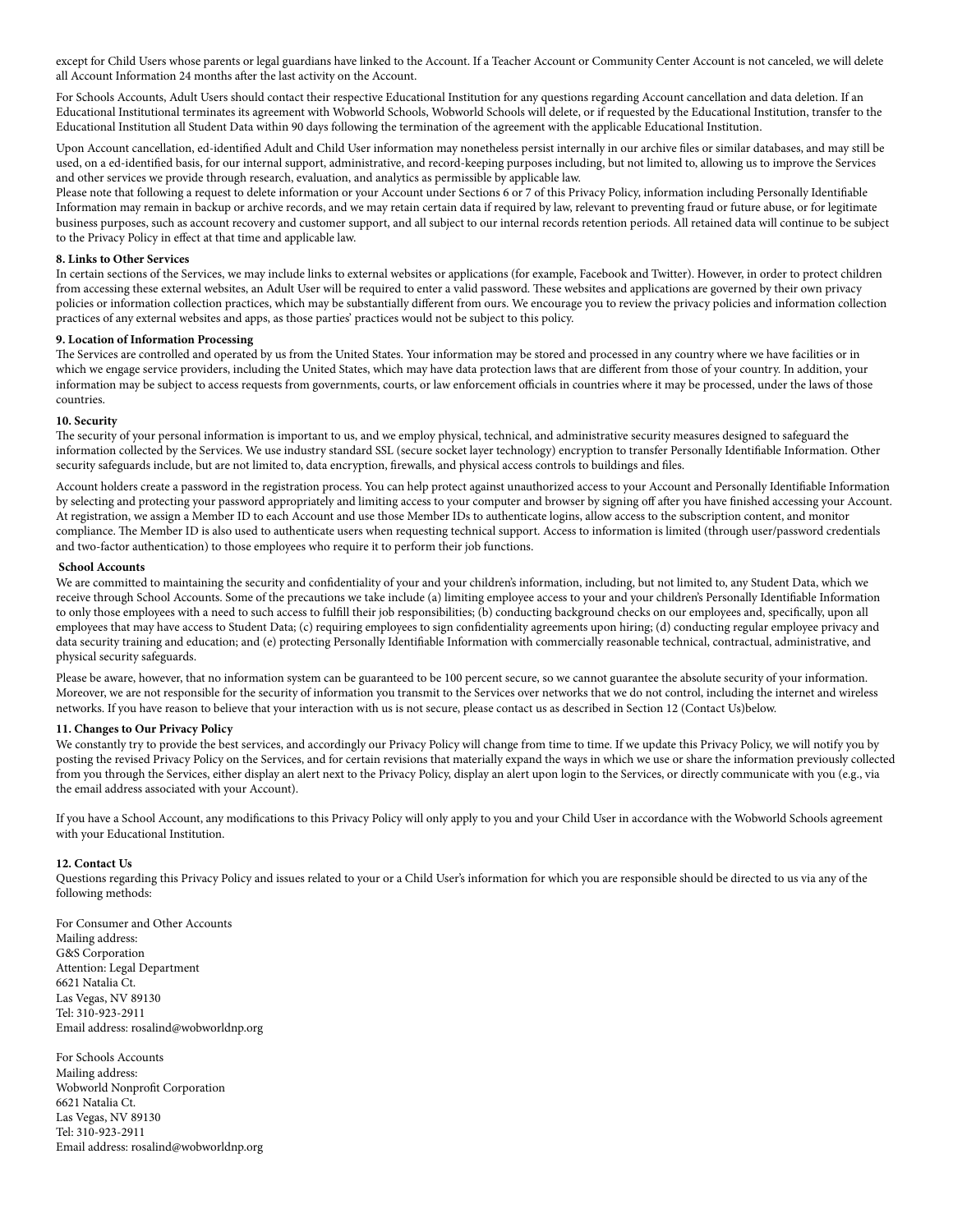except for Child Users whose parents or legal guardians have linked to the Account. If a Teacher Account or Community Center Account is not canceled, we will delete all Account Information 24 months after the last activity on the Account.

For Schools Accounts, Adult Users should contact their respective Educational Institution for any questions regarding Account cancellation and data deletion. If an Educational Institutional terminates its agreement with Wobworld Schools, Wobworld Schools will delete, or if requested by the Educational Institution, transfer to the Educational Institution all Student Data within 90 days following the termination of the agreement with the applicable Educational Institution.

Upon Account cancellation, ed-identified Adult and Child User information may nonetheless persist internally in our archive files or similar databases, and may still be used, on a ed-identified basis, for our internal support, administrative, and record-keeping purposes including, but not limited to, allowing us to improve the Services and other services we provide through research, evaluation, and analytics as permissible by applicable law.
Please note that following a request to delete information or your Account under Sections 6 or 7 of this Privacy Policy, information including Personally Identifiable Information may remain in backup or archive records, and we may retain certain data if required by law, relevant to preventing fraud or future abuse, or for legitimate business purposes, such as account recovery and customer support, and all subject to our internal records retention periods. All retained data will continue to be subject to the Privacy Policy in effect at that time and applicable law.

**8. Links to Other Services**
In certain sections of the Services, we may include links to external websites or applications (for example, Facebook and Twitter). However, in order to protect children from accessing these external websites, an Adult User will be required to enter a valid password. These websites and applications are governed by their own privacy policies or information collection practices, which may be substantially different from ours. We encourage you to review the privacy policies and information collection practices of any external websites and apps, as those parties' practices would not be subject to this policy.

**9. Location of Information Processing**
The Services are controlled and operated by us from the United States. Your information may be stored and processed in any country where we have facilities or in which we engage service providers, including the United States, which may have data protection laws that are different from those of your country. In addition, your information may be subject to access requests from governments, courts, or law enforcement officials in countries where it may be processed, under the laws of those countries.

**10. Security**
The security of your personal information is important to us, and we employ physical, technical, and administrative security measures designed to safeguard the information collected by the Services. We use industry standard SSL (secure socket layer technology) encryption to transfer Personally Identifiable Information. Other security safeguards include, but are not limited to, data encryption, firewalls, and physical access controls to buildings and files.

Account holders create a password in the registration process. You can help protect against unauthorized access to your Account and Personally Identifiable Information by selecting and protecting your password appropriately and limiting access to your computer and browser by signing off after you have finished accessing your Account. At registration, we assign a Member ID to each Account and use those Member IDs to authenticate logins, allow access to the subscription content, and monitor compliance. The Member ID is also used to authenticate users when requesting technical support. Access to information is limited (through user/password credentials and two-factor authentication) to those employees who require it to perform their job functions.

**School Accounts**
We are committed to maintaining the security and confidentiality of your and your children's information, including, but not limited to, any Student Data, which we receive through School Accounts. Some of the precautions we take include (a) limiting employee access to your and your children's Personally Identifiable Information to only those employees with a need to such access to fulfill their job responsibilities; (b) conducting background checks on our employees and, specifically, upon all employees that may have access to Student Data; (c) requiring employees to sign confidentiality agreements upon hiring; (d) conducting regular employee privacy and data security training and education; and (e) protecting Personally Identifiable Information with commercially reasonable technical, contractual, administrative, and physical security safeguards.

Please be aware, however, that no information system can be guaranteed to be 100 percent secure, so we cannot guarantee the absolute security of your information. Moreover, we are not responsible for the security of information you transmit to the Services over networks that we do not control, including the internet and wireless networks. If you have reason to believe that your interaction with us is not secure, please contact us as described in Section 12 (Contact Us)below.

**11. Changes to Our Privacy Policy**
We constantly try to provide the best services, and accordingly our Privacy Policy will change from time to time. If we update this Privacy Policy, we will notify you by posting the revised Privacy Policy on the Services, and for certain revisions that materially expand the ways in which we use or share the information previously collected from you through the Services, either display an alert next to the Privacy Policy, display an alert upon login to the Services, or directly communicate with you (e.g., via the email address associated with your Account).

If you have a School Account, any modifications to this Privacy Policy will only apply to you and your Child User in accordance with the Wobworld Schools agreement with your Educational Institution.

**12. Contact Us**
Questions regarding this Privacy Policy and issues related to your or a Child User's information for which you are responsible should be directed to us via any of the following methods:

For Consumer and Other Accounts
Mailing address:
G&S Corporation
Attention: Legal Department
6621 Natalia Ct.
Las Vegas, NV 89130
Tel: 310-923-2911
Email address: rosalind@wobworldnp.org

For Schools Accounts
Mailing address:
Wobworld Nonprofit Corporation
6621 Natalia Ct.
Las Vegas, NV 89130
Tel: 310-923-2911
Email address: rosalind@wobworldnp.org